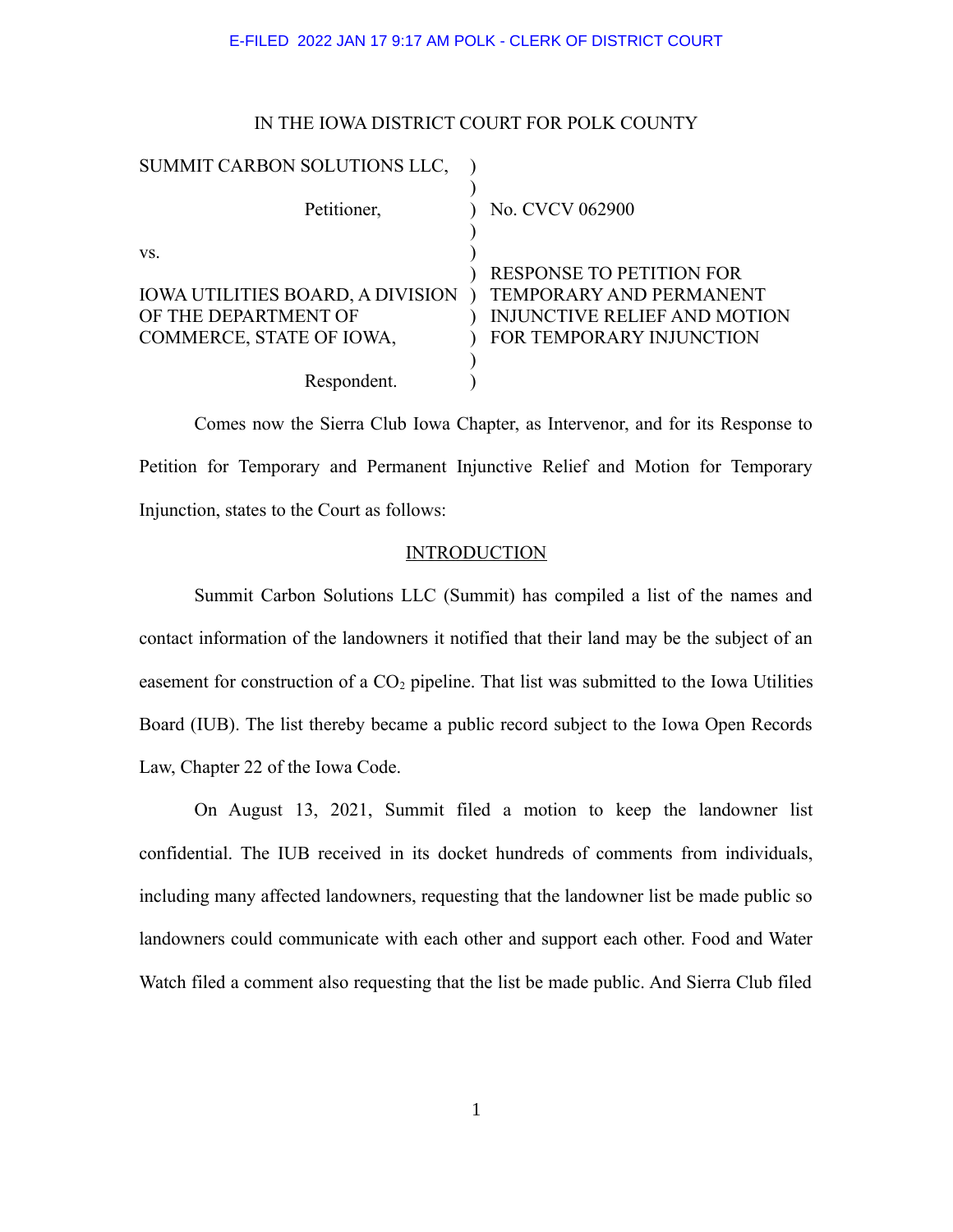E-FILED 2022 JAN 17 9:17 AM POLK - CLERK OF DISTRICT COURT

IN THE IOWA DISTRICT COURT FOR POLK COUNTY

| | | |
|---|---|---|
| SUMMIT CARBON SOLUTIONS LLC, | ) | |
| Petitioner, | ) | No. CVCV 062900 |
| vs. | ) | |
| IOWA UTILITIES BOARD, A DIVISION OF THE DEPARTMENT OF COMMERCE, STATE OF IOWA, | ) | RESPONSE TO PETITION FOR TEMPORARY AND PERMANENT INJUNCTIVE RELIEF AND MOTION FOR TEMPORARY INJUNCTION |
| Respondent. | ) | |

Comes now the Sierra Club Iowa Chapter, as Intervenor, and for its Response to Petition for Temporary and Permanent Injunctive Relief and Motion for Temporary Injunction, states to the Court as follows:

## INTRODUCTION

Summit Carbon Solutions LLC (Summit) has compiled a list of the names and contact information of the landowners it notified that their land may be the subject of an easement for construction of a $CO_2$ pipeline. That list was submitted to the Iowa Utilities Board (IUB). The list thereby became a public record subject to the Iowa Open Records Law, Chapter 22 of the Iowa Code.

On August 13, 2021, Summit filed a motion to keep the landowner list confidential. The IUB received in its docket hundreds of comments from individuals, including many affected landowners, requesting that the landowner list be made public so landowners could communicate with each other and support each other. Food and Water Watch filed a comment also requesting that the list be made public. And Sierra Club filed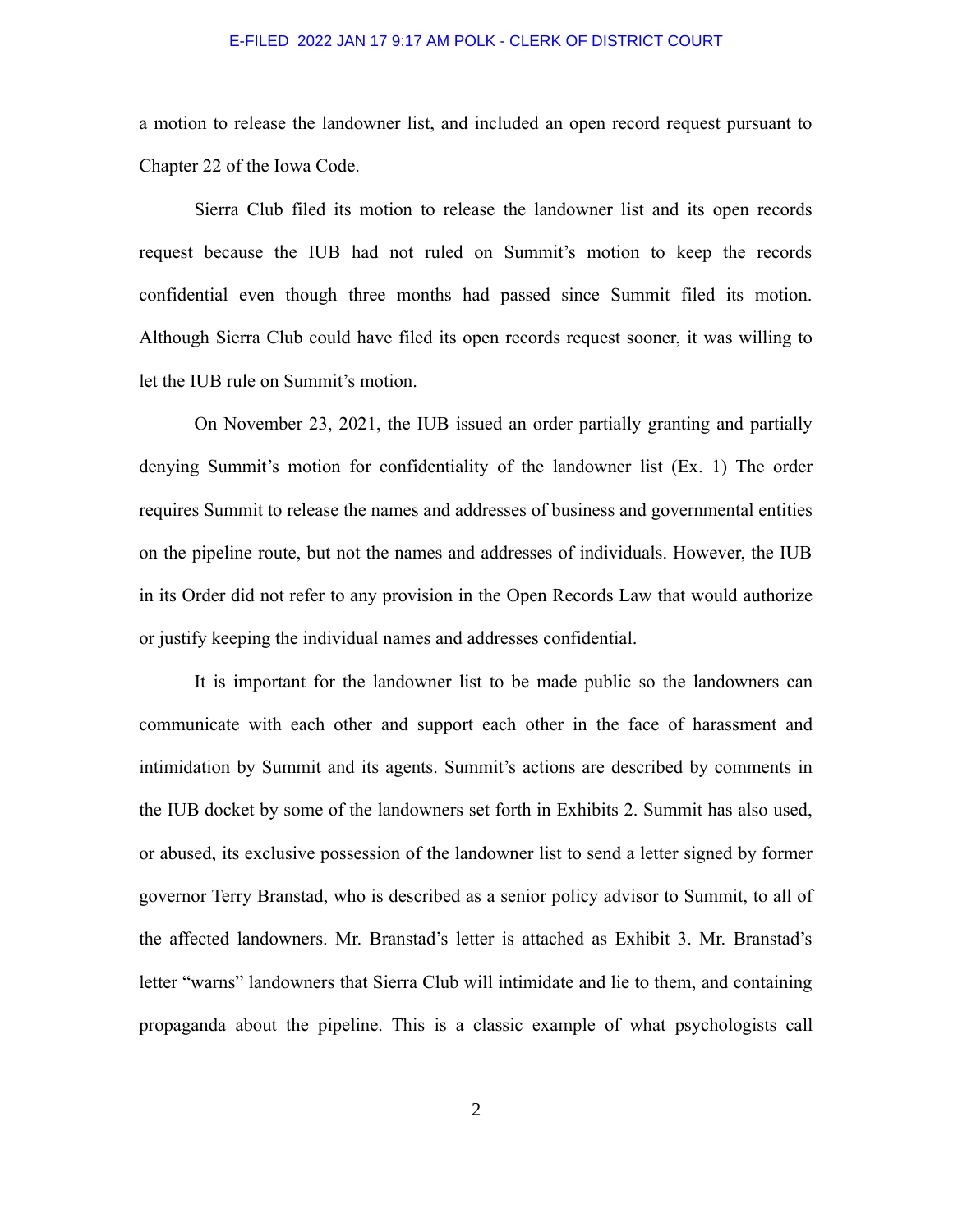a motion to release the landowner list, and included an open record request pursuant to Chapter 22 of the Iowa Code.

Sierra Club filed its motion to release the landowner list and its open records request because the IUB had not ruled on Summit's motion to keep the records confidential even though three months had passed since Summit filed its motion. Although Sierra Club could have filed its open records request sooner, it was willing to let the IUB rule on Summit's motion.

On November 23, 2021, the IUB issued an order partially granting and partially denying Summit's motion for confidentiality of the landowner list (Ex. 1) The order requires Summit to release the names and addresses of business and governmental entities on the pipeline route, but not the names and addresses of individuals. However, the IUB in its Order did not refer to any provision in the Open Records Law that would authorize or justify keeping the individual names and addresses confidential.

It is important for the landowner list to be made public so the landowners can communicate with each other and support each other in the face of harassment and intimidation by Summit and its agents. Summit's actions are described by comments in the IUB docket by some of the landowners set forth in Exhibits 2. Summit has also used, or abused, its exclusive possession of the landowner list to send a letter signed by former governor Terry Branstad, who is described as a senior policy advisor to Summit, to all of the affected landowners. Mr. Branstad's letter is attached as Exhibit 3. Mr. Branstad's letter "warns" landowners that Sierra Club will intimidate and lie to them, and containing propaganda about the pipeline. This is a classic example of what psychologists call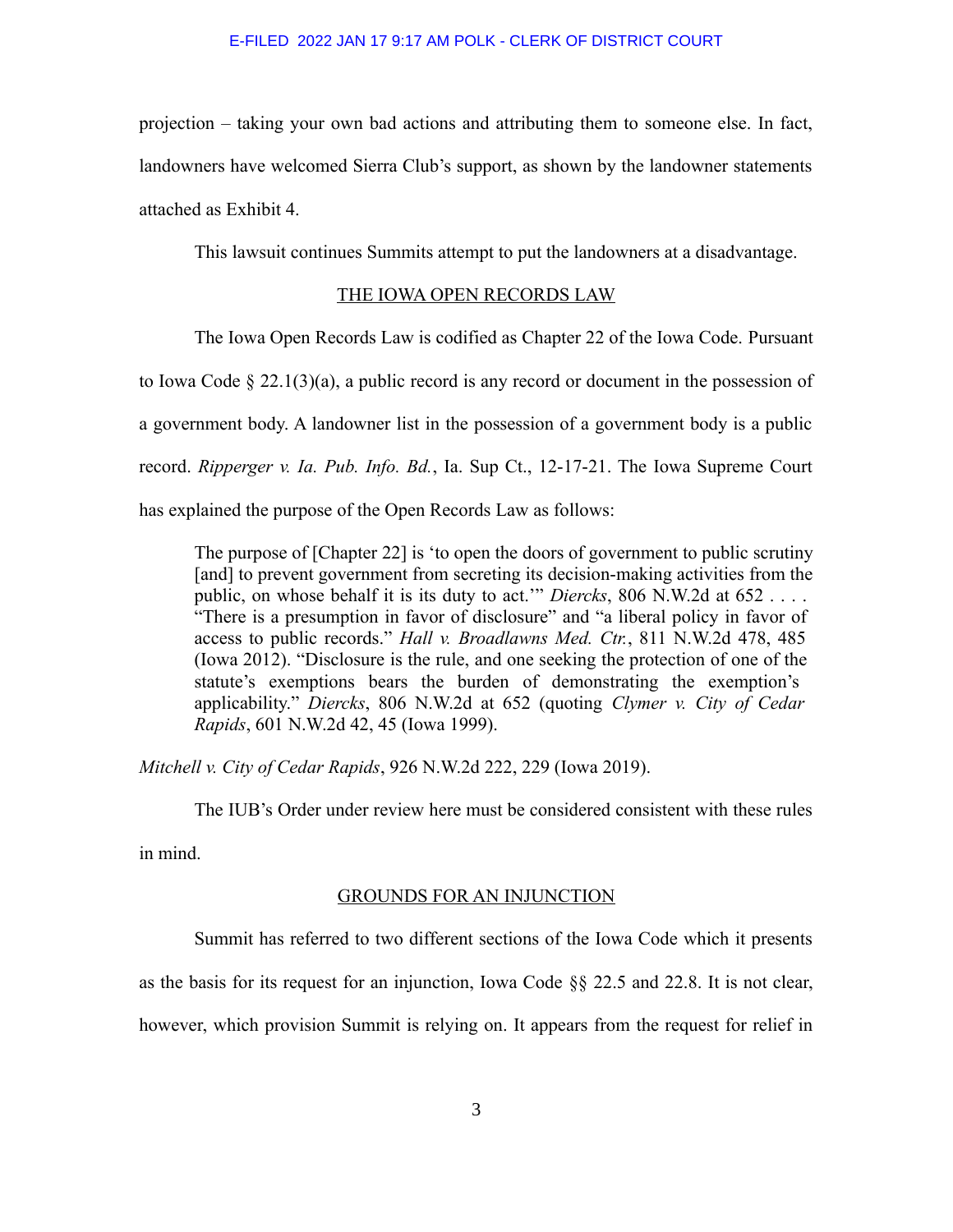projection – taking your own bad actions and attributing them to someone else. In fact, landowners have welcomed Sierra Club's support, as shown by the landowner statements attached as Exhibit 4.

This lawsuit continues Summits attempt to put the landowners at a disadvantage.

## THE IOWA OPEN RECORDS LAW

The Iowa Open Records Law is codified as Chapter 22 of the Iowa Code. Pursuant to Iowa Code § 22.1(3)(a), a public record is any record or document in the possession of a government body. A landowner list in the possession of a government body is a public record. *Ripperger v. Ia. Pub. Info. Bd.*, Ia. Sup Ct., 12-17-21. The Iowa Supreme Court has explained the purpose of the Open Records Law as follows:

> The purpose of [Chapter 22] is 'to open the doors of government to public scrutiny [and] to prevent government from secreting its decision-making activities from the public, on whose behalf it is its duty to act.'" *Diercks*, 806 N.W.2d at 652 . . . . "There is a presumption in favor of disclosure" and "a liberal policy in favor of access to public records." *Hall v. Broadlawns Med. Ctr.*, 811 N.W.2d 478, 485 (Iowa 2012). "Disclosure is the rule, and one seeking the protection of one of the statute's exemptions bears the burden of demonstrating the exemption's applicability." *Diercks*, 806 N.W.2d at 652 (quoting *Clymer v. City of Cedar Rapids*, 601 N.W.2d 42, 45 (Iowa 1999).

*Mitchell v. City of Cedar Rapids*, 926 N.W.2d 222, 229 (Iowa 2019).

The IUB's Order under review here must be considered consistent with these rules in mind.

## GROUNDS FOR AN INJUNCTION

Summit has referred to two different sections of the Iowa Code which it presents as the basis for its request for an injunction, Iowa Code §§ 22.5 and 22.8. It is not clear, however, which provision Summit is relying on. It appears from the request for relief in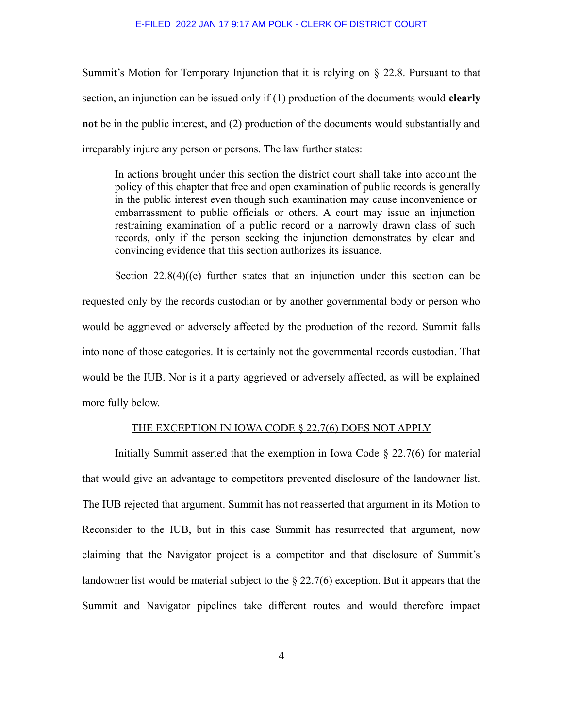Summit's Motion for Temporary Injunction that it is relying on § 22.8. Pursuant to that section, an injunction can be issued only if (1) production of the documents would **clearly not** be in the public interest, and (2) production of the documents would substantially and irreparably injure any person or persons. The law further states:

> In actions brought under this section the district court shall take into account the policy of this chapter that free and open examination of public records is generally in the public interest even though such examination may cause inconvenience or embarrassment to public officials or others. A court may issue an injunction restraining examination of a public record or a narrowly drawn class of such records, only if the person seeking the injunction demonstrates by clear and convincing evidence that this section authorizes its issuance.

Section 22.8(4)((e) further states that an injunction under this section can be requested only by the records custodian or by another governmental body or person who would be aggrieved or adversely affected by the production of the record. Summit falls into none of those categories. It is certainly not the governmental records custodian. That would be the IUB. Nor is it a party aggrieved or adversely affected, as will be explained more fully below.

<u>THE EXCEPTION IN IOWA CODE § 22.7(6) DOES NOT APPLY</u>

Initially Summit asserted that the exemption in Iowa Code § 22.7(6) for material that would give an advantage to competitors prevented disclosure of the landowner list. The IUB rejected that argument. Summit has not reasserted that argument in its Motion to Reconsider to the IUB, but in this case Summit has resurrected that argument, now claiming that the Navigator project is a competitor and that disclosure of Summit's landowner list would be material subject to the § 22.7(6) exception. But it appears that the Summit and Navigator pipelines take different routes and would therefore impact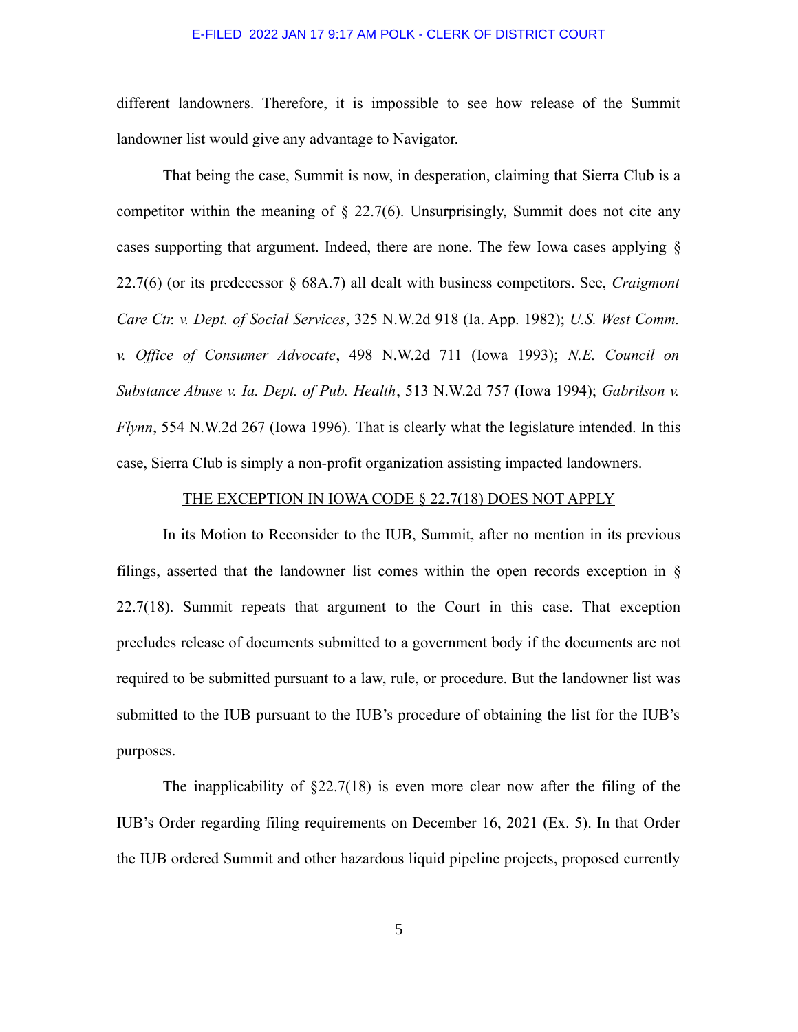different landowners. Therefore, it is impossible to see how release of the Summit landowner list would give any advantage to Navigator.

That being the case, Summit is now, in desperation, claiming that Sierra Club is a competitor within the meaning of § 22.7(6). Unsurprisingly, Summit does not cite any cases supporting that argument. Indeed, there are none. The few Iowa cases applying § 22.7(6) (or its predecessor § 68A.7) all dealt with business competitors. See, *Craigmont Care Ctr. v. Dept. of Social Services*, 325 N.W.2d 918 (Ia. App. 1982); *U.S. West Comm. v. Office of Consumer Advocate*, 498 N.W.2d 711 (Iowa 1993); *N.E. Council on Substance Abuse v. Ia. Dept. of Pub. Health*, 513 N.W.2d 757 (Iowa 1994); *Gabrilson v. Flynn*, 554 N.W.2d 267 (Iowa 1996). That is clearly what the legislature intended. In this case, Sierra Club is simply a non-profit organization assisting impacted landowners.

<u>THE EXCEPTION IN IOWA CODE § 22.7(18) DOES NOT APPLY</u>

In its Motion to Reconsider to the IUB, Summit, after no mention in its previous filings, asserted that the landowner list comes within the open records exception in § 22.7(18). Summit repeats that argument to the Court in this case. That exception precludes release of documents submitted to a government body if the documents are not required to be submitted pursuant to a law, rule, or procedure. But the landowner list was submitted to the IUB pursuant to the IUB's procedure of obtaining the list for the IUB's purposes.

The inapplicability of §22.7(18) is even more clear now after the filing of the IUB's Order regarding filing requirements on December 16, 2021 (Ex. 5). In that Order the IUB ordered Summit and other hazardous liquid pipeline projects, proposed currently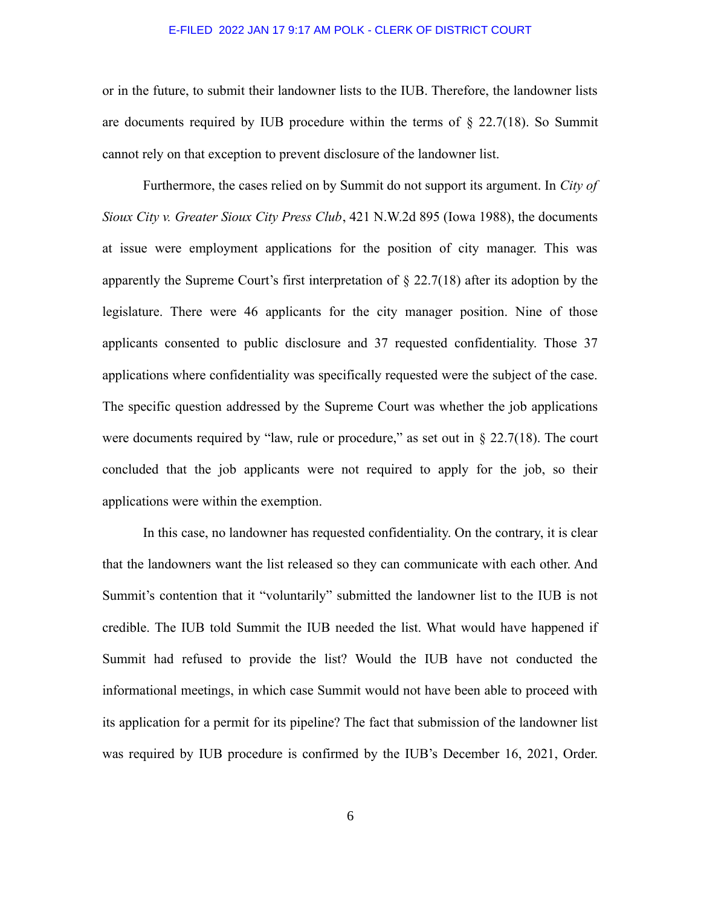or in the future, to submit their landowner lists to the IUB. Therefore, the landowner lists are documents required by IUB procedure within the terms of § 22.7(18). So Summit cannot rely on that exception to prevent disclosure of the landowner list.

Furthermore, the cases relied on by Summit do not support its argument. In *City of Sioux City v. Greater Sioux City Press Club*, 421 N.W.2d 895 (Iowa 1988), the documents at issue were employment applications for the position of city manager. This was apparently the Supreme Court's first interpretation of § 22.7(18) after its adoption by the legislature. There were 46 applicants for the city manager position. Nine of those applicants consented to public disclosure and 37 requested confidentiality. Those 37 applications where confidentiality was specifically requested were the subject of the case. The specific question addressed by the Supreme Court was whether the job applications were documents required by "law, rule or procedure," as set out in § 22.7(18). The court concluded that the job applicants were not required to apply for the job, so their applications were within the exemption.

In this case, no landowner has requested confidentiality. On the contrary, it is clear that the landowners want the list released so they can communicate with each other. And Summit's contention that it "voluntarily" submitted the landowner list to the IUB is not credible. The IUB told Summit the IUB needed the list. What would have happened if Summit had refused to provide the list? Would the IUB have not conducted the informational meetings, in which case Summit would not have been able to proceed with its application for a permit for its pipeline? The fact that submission of the landowner list was required by IUB procedure is confirmed by the IUB's December 16, 2021, Order.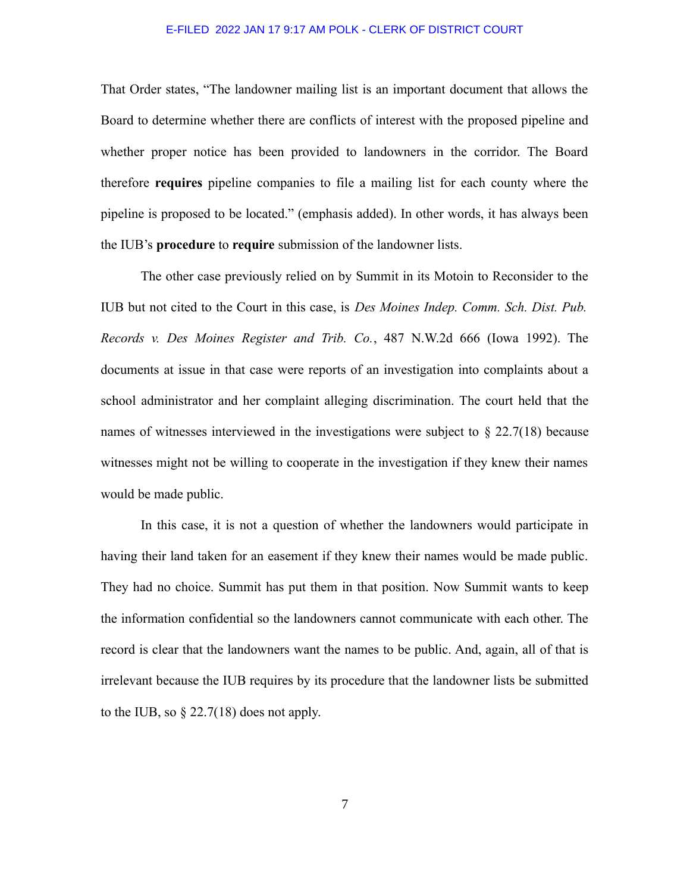That Order states, "The landowner mailing list is an important document that allows the Board to determine whether there are conflicts of interest with the proposed pipeline and whether proper notice has been provided to landowners in the corridor. The Board therefore **requires** pipeline companies to file a mailing list for each county where the pipeline is proposed to be located." (emphasis added). In other words, it has always been the IUB's **procedure** to **require** submission of the landowner lists.

The other case previously relied on by Summit in its Motoin to Reconsider to the IUB but not cited to the Court in this case, is *Des Moines Indep. Comm. Sch. Dist. Pub. Records v. Des Moines Register and Trib. Co.*, 487 N.W.2d 666 (Iowa 1992). The documents at issue in that case were reports of an investigation into complaints about a school administrator and her complaint alleging discrimination. The court held that the names of witnesses interviewed in the investigations were subject to § 22.7(18) because witnesses might not be willing to cooperate in the investigation if they knew their names would be made public.

In this case, it is not a question of whether the landowners would participate in having their land taken for an easement if they knew their names would be made public. They had no choice. Summit has put them in that position. Now Summit wants to keep the information confidential so the landowners cannot communicate with each other. The record is clear that the landowners want the names to be public. And, again, all of that is irrelevant because the IUB requires by its procedure that the landowner lists be submitted to the IUB, so § 22.7(18) does not apply.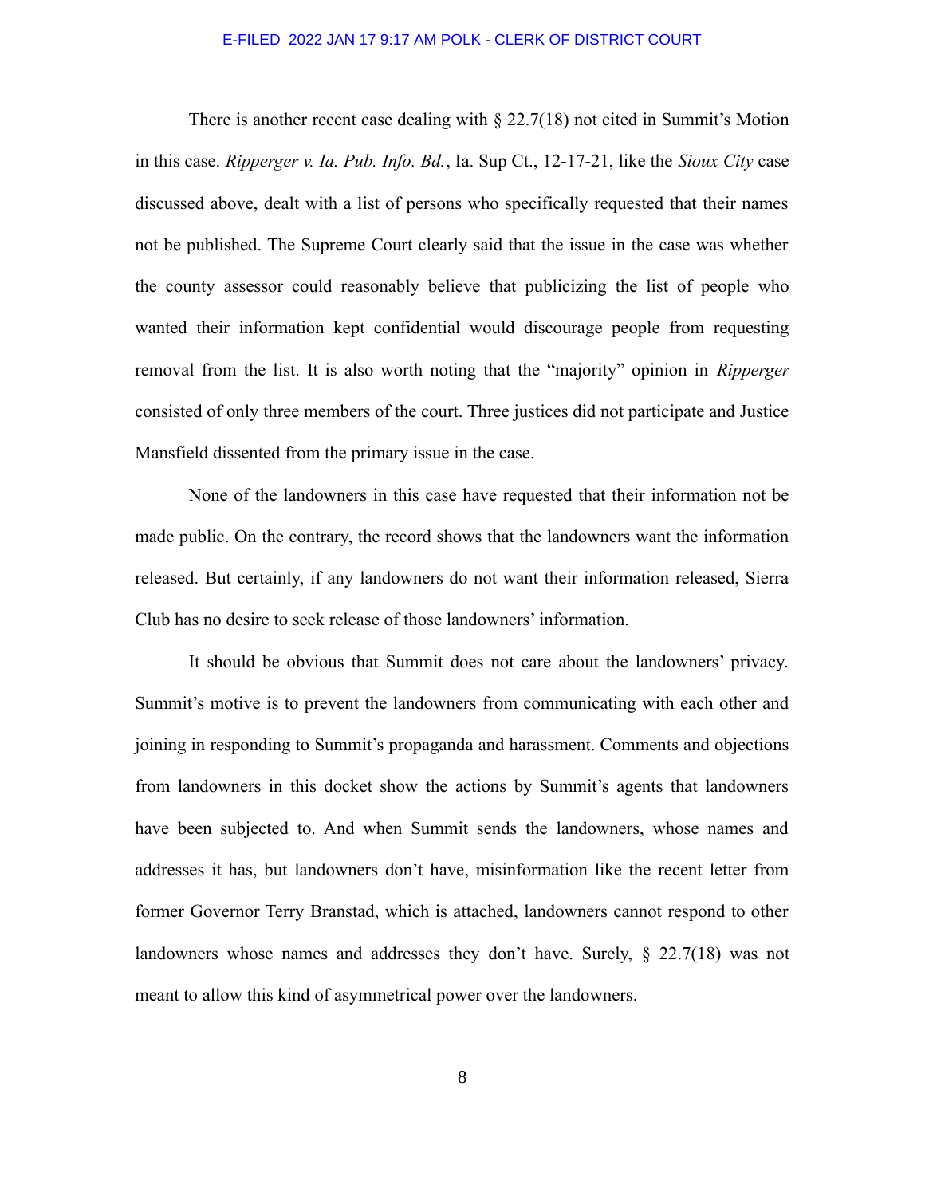There is another recent case dealing with § 22.7(18) not cited in Summit's Motion in this case. *Ripperger v. Ia. Pub. Info. Bd.*, Ia. Sup Ct., 12-17-21, like the *Sioux City* case discussed above, dealt with a list of persons who specifically requested that their names not be published. The Supreme Court clearly said that the issue in the case was whether the county assessor could reasonably believe that publicizing the list of people who wanted their information kept confidential would discourage people from requesting removal from the list. It is also worth noting that the "majority" opinion in *Ripperger* consisted of only three members of the court. Three justices did not participate and Justice Mansfield dissented from the primary issue in the case.

None of the landowners in this case have requested that their information not be made public. On the contrary, the record shows that the landowners want the information released. But certainly, if any landowners do not want their information released, Sierra Club has no desire to seek release of those landowners' information.

It should be obvious that Summit does not care about the landowners' privacy. Summit's motive is to prevent the landowners from communicating with each other and joining in responding to Summit's propaganda and harassment. Comments and objections from landowners in this docket show the actions by Summit's agents that landowners have been subjected to. And when Summit sends the landowners, whose names and addresses it has, but landowners don't have, misinformation like the recent letter from former Governor Terry Branstad, which is attached, landowners cannot respond to other landowners whose names and addresses they don't have. Surely, § 22.7(18) was not meant to allow this kind of asymmetrical power over the landowners.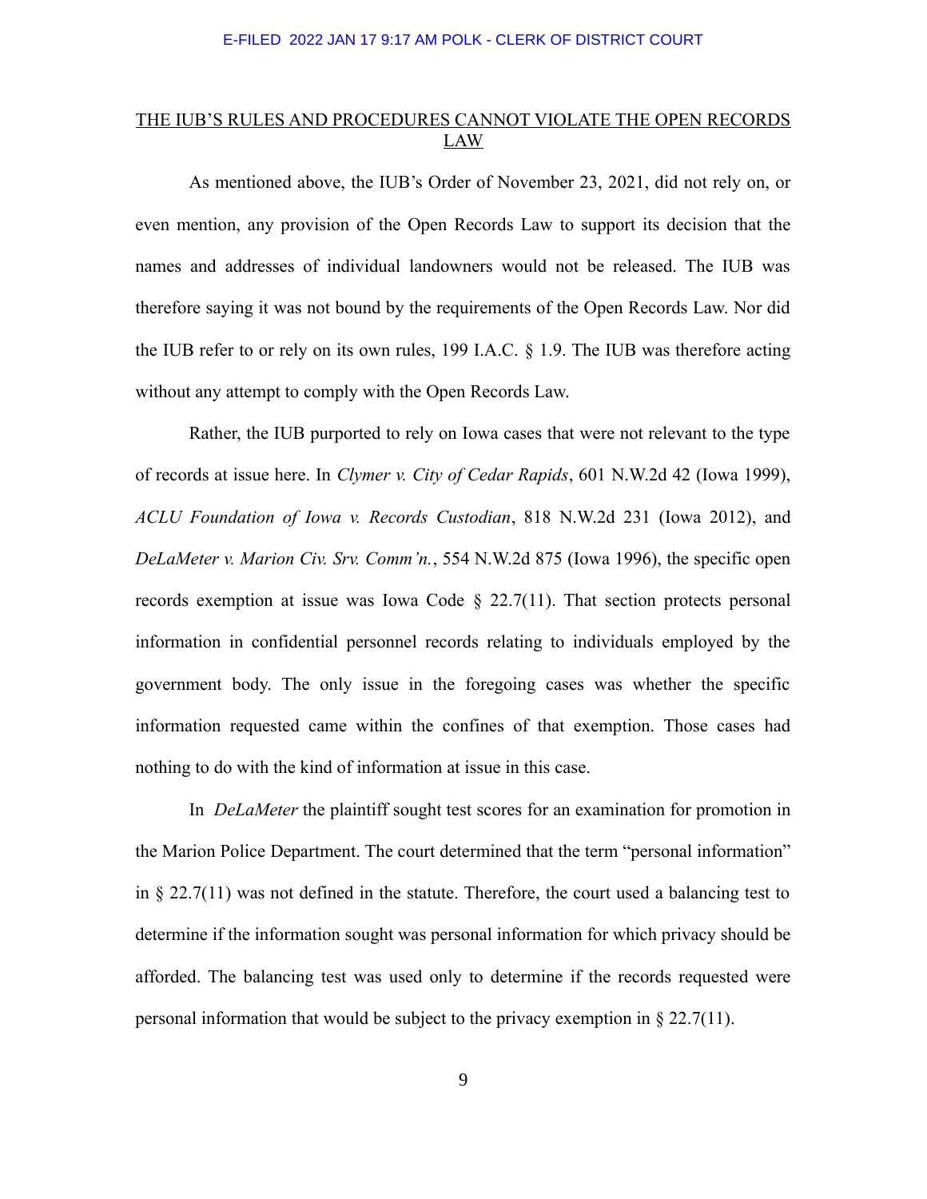## THE IUB'S RULES AND PROCEDURES CANNOT VIOLATE THE OPEN RECORDS LAW

As mentioned above, the IUB's Order of November 23, 2021, did not rely on, or even mention, any provision of the Open Records Law to support its decision that the names and addresses of individual landowners would not be released. The IUB was therefore saying it was not bound by the requirements of the Open Records Law. Nor did the IUB refer to or rely on its own rules, 199 I.A.C. § 1.9. The IUB was therefore acting without any attempt to comply with the Open Records Law.

Rather, the IUB purported to rely on Iowa cases that were not relevant to the type of records at issue here. In *Clymer v. City of Cedar Rapids*, 601 N.W.2d 42 (Iowa 1999), *ACLU Foundation of Iowa v. Records Custodian*, 818 N.W.2d 231 (Iowa 2012), and *DeLaMeter v. Marion Civ. Srv. Comm'n.*, 554 N.W.2d 875 (Iowa 1996), the specific open records exemption at issue was Iowa Code § 22.7(11). That section protects personal information in confidential personnel records relating to individuals employed by the government body. The only issue in the foregoing cases was whether the specific information requested came within the confines of that exemption. Those cases had nothing to do with the kind of information at issue in this case.

In *DeLaMeter* the plaintiff sought test scores for an examination for promotion in the Marion Police Department. The court determined that the term "personal information" in § 22.7(11) was not defined in the statute. Therefore, the court used a balancing test to determine if the information sought was personal information for which privacy should be afforded. The balancing test was used only to determine if the records requested were personal information that would be subject to the privacy exemption in § 22.7(11).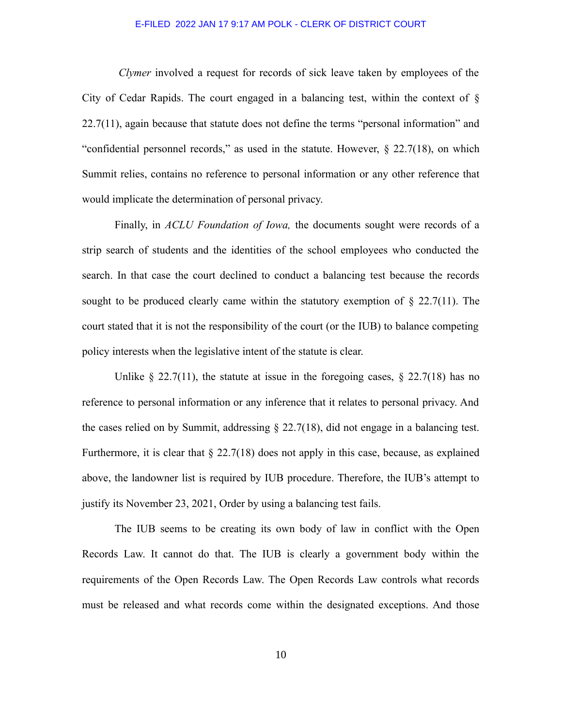*Clymer* involved a request for records of sick leave taken by employees of the City of Cedar Rapids. The court engaged in a balancing test, within the context of § 22.7(11), again because that statute does not define the terms "personal information" and "confidential personnel records," as used in the statute. However, § 22.7(18), on which Summit relies, contains no reference to personal information or any other reference that would implicate the determination of personal privacy.

Finally, in *ACLU Foundation of Iowa,* the documents sought were records of a strip search of students and the identities of the school employees who conducted the search. In that case the court declined to conduct a balancing test because the records sought to be produced clearly came within the statutory exemption of § 22.7(11). The court stated that it is not the responsibility of the court (or the IUB) to balance competing policy interests when the legislative intent of the statute is clear.

Unlike § 22.7(11), the statute at issue in the foregoing cases, § 22.7(18) has no reference to personal information or any inference that it relates to personal privacy. And the cases relied on by Summit, addressing § 22.7(18), did not engage in a balancing test. Furthermore, it is clear that § 22.7(18) does not apply in this case, because, as explained above, the landowner list is required by IUB procedure. Therefore, the IUB's attempt to justify its November 23, 2021, Order by using a balancing test fails.

The IUB seems to be creating its own body of law in conflict with the Open Records Law. It cannot do that. The IUB is clearly a government body within the requirements of the Open Records Law. The Open Records Law controls what records must be released and what records come within the designated exceptions. And those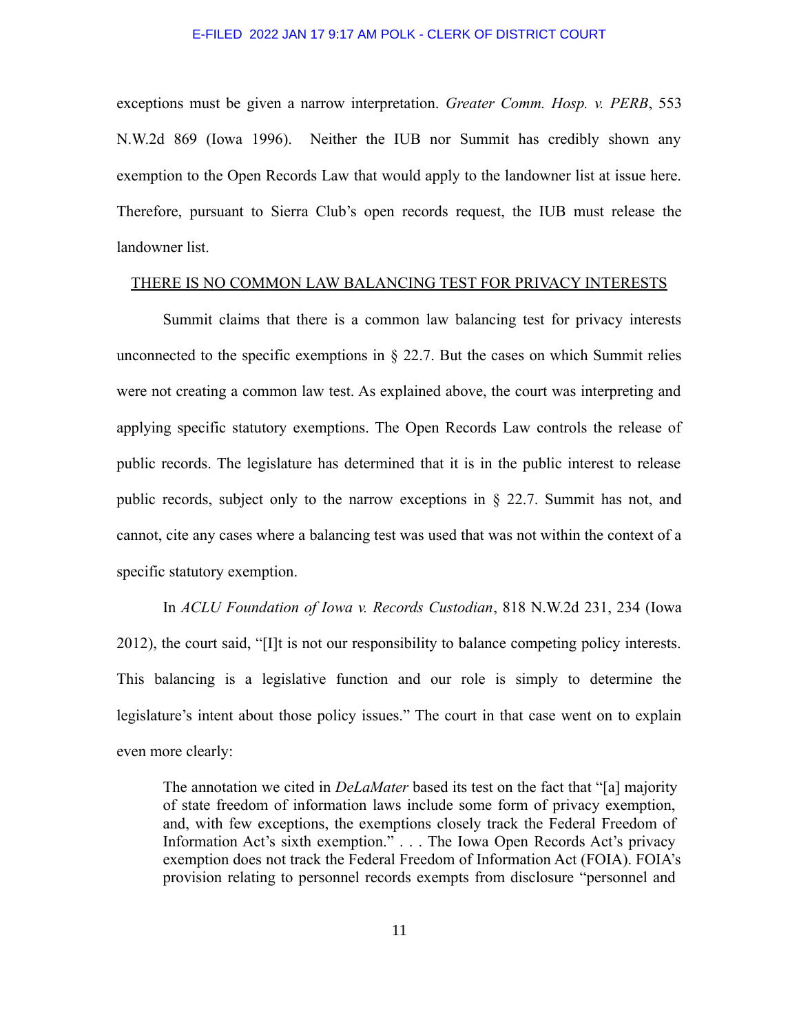exceptions must be given a narrow interpretation. *Greater Comm. Hosp. v. PERB*, 553 N.W.2d 869 (Iowa 1996). Neither the IUB nor Summit has credibly shown any exemption to the Open Records Law that would apply to the landowner list at issue here. Therefore, pursuant to Sierra Club's open records request, the IUB must release the landowner list.

<u>THERE IS NO COMMON LAW BALANCING TEST FOR PRIVACY INTERESTS</u>

Summit claims that there is a common law balancing test for privacy interests unconnected to the specific exemptions in § 22.7. But the cases on which Summit relies were not creating a common law test. As explained above, the court was interpreting and applying specific statutory exemptions. The Open Records Law controls the release of public records. The legislature has determined that it is in the public interest to release public records, subject only to the narrow exceptions in § 22.7. Summit has not, and cannot, cite any cases where a balancing test was used that was not within the context of a specific statutory exemption.

In *ACLU Foundation of Iowa v. Records Custodian*, 818 N.W.2d 231, 234 (Iowa 2012), the court said, "[I]t is not our responsibility to balance competing policy interests. This balancing is a legislative function and our role is simply to determine the legislature's intent about those policy issues." The court in that case went on to explain even more clearly:

> The annotation we cited in *DeLaMater* based its test on the fact that "[a] majority of state freedom of information laws include some form of privacy exemption, and, with few exceptions, the exemptions closely track the Federal Freedom of Information Act's sixth exemption." . . . The Iowa Open Records Act's privacy exemption does not track the Federal Freedom of Information Act (FOIA). FOIA's provision relating to personnel records exempts from disclosure "personnel and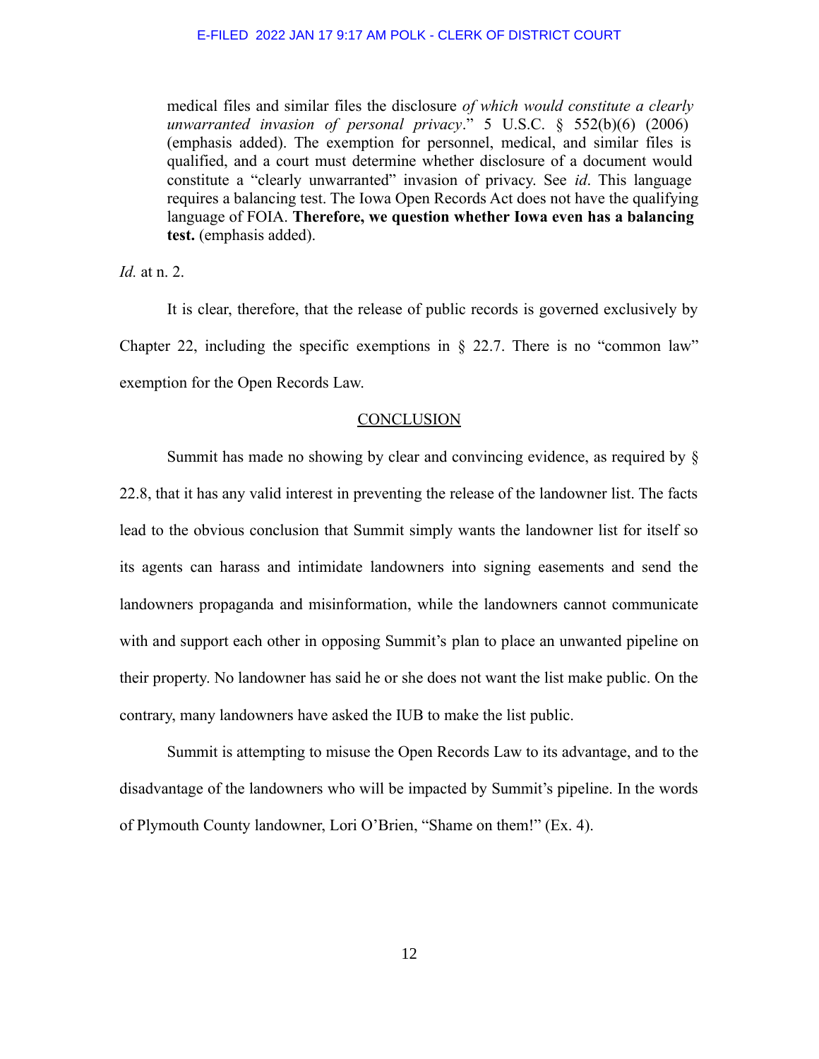> medical files and similar files the disclosure *of which would constitute a clearly unwarranted invasion of personal privacy*." 5 U.S.C. § 552(b)(6) (2006) (emphasis added). The exemption for personnel, medical, and similar files is qualified, and a court must determine whether disclosure of a document would constitute a "clearly unwarranted" invasion of privacy. See *id*. This language requires a balancing test. The Iowa Open Records Act does not have the qualifying language of FOIA. **Therefore, we question whether Iowa even has a balancing test.** (emphasis added).

*Id.* at n. 2.

It is clear, therefore, that the release of public records is governed exclusively by Chapter 22, including the specific exemptions in § 22.7. There is no "common law" exemption for the Open Records Law.

## CONCLUSION

Summit has made no showing by clear and convincing evidence, as required by § 22.8, that it has any valid interest in preventing the release of the landowner list. The facts lead to the obvious conclusion that Summit simply wants the landowner list for itself so its agents can harass and intimidate landowners into signing easements and send the landowners propaganda and misinformation, while the landowners cannot communicate with and support each other in opposing Summit's plan to place an unwanted pipeline on their property. No landowner has said he or she does not want the list make public. On the contrary, many landowners have asked the IUB to make the list public.

Summit is attempting to misuse the Open Records Law to its advantage, and to the disadvantage of the landowners who will be impacted by Summit's pipeline. In the words of Plymouth County landowner, Lori O'Brien, "Shame on them!" (Ex. 4).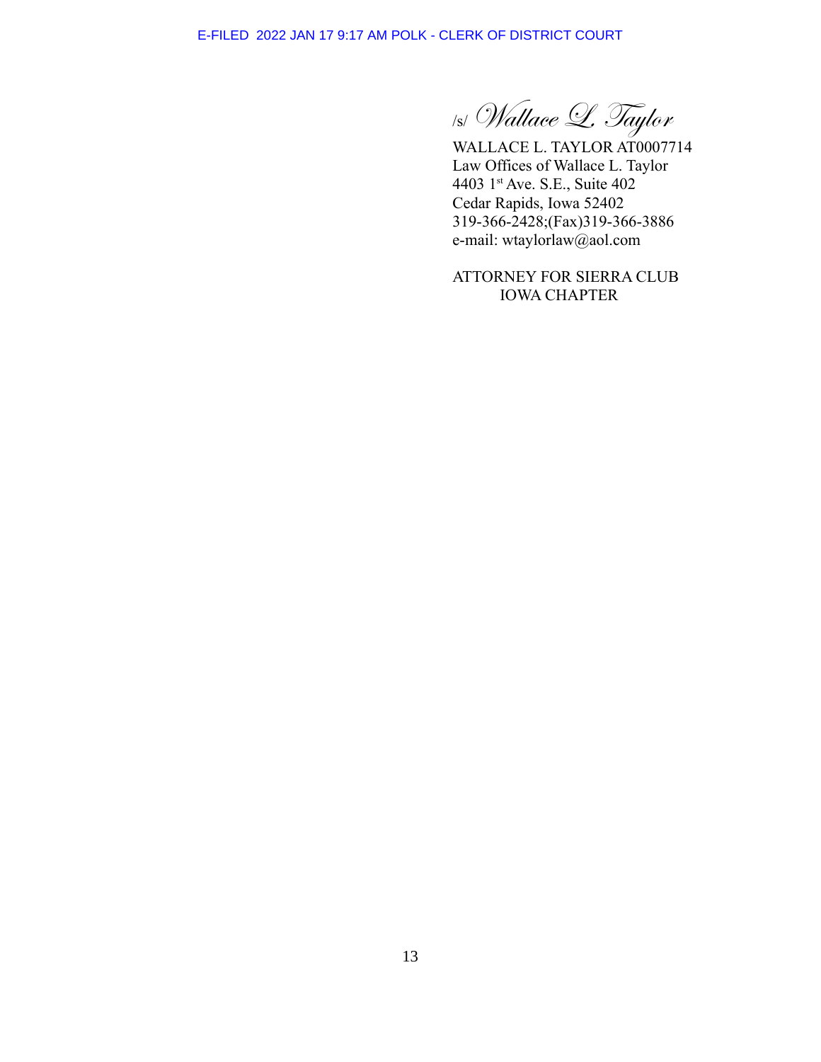/s/ *Wallace L. Taylor*

WALLACE L. TAYLOR AT0007714
Law Offices of Wallace L. Taylor
4403 1st Ave. S.E., Suite 402
Cedar Rapids, Iowa 52402
319-366-2428;(Fax)319-366-3886
e-mail: wtaylorlaw@aol.com

ATTORNEY FOR SIERRA CLUB
IOWA CHAPTER